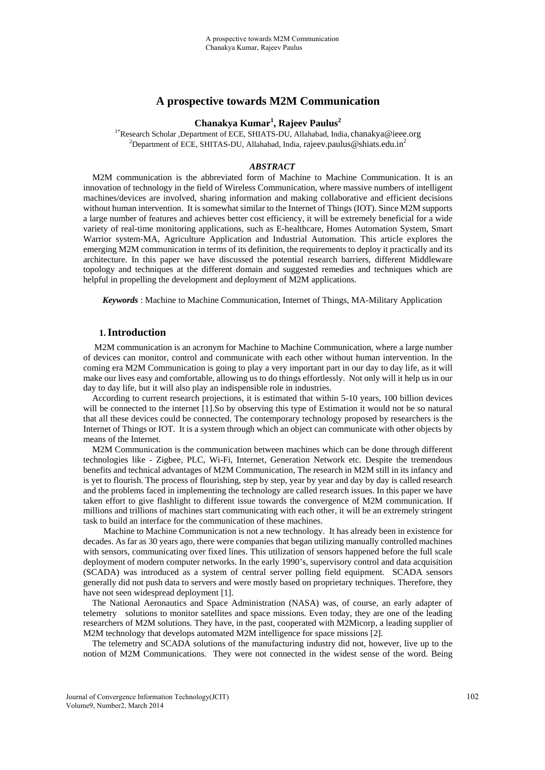# A prospective towards M2M Communication

**Chanakya Kumar[1], Rajeev Paulus[2]**

[1*]Research Scholar ,Department of ECE, SHIATS-DU, Allahabad, India, chanakya@ieee.org
[2]Department of ECE, SHITAS-DU, Allahabad, India, rajeev.paulus@shiats.edu.in[2]

***ABSTRACT***

M2M communication is the abbreviated form of Machine to Machine Communication. It is an innovation of technology in the field of Wireless Communication, where massive numbers of intelligent machines/devices are involved, sharing information and making collaborative and efficient decisions without human intervention. It is somewhat similar to the Internet of Things (IOT). Since M2M supports a large number of features and achieves better cost efficiency, it will be extremely beneficial for a wide variety of real-time monitoring applications, such as E-healthcare, Homes Automation System, Smart Warrior system-MA, Agriculture Application and Industrial Automation. This article explores the emerging M2M communication in terms of its definition, the requirements to deploy it practically and its architecture. In this paper we have discussed the potential research barriers, different Middleware topology and techniques at the different domain and suggested remedies and techniques which are helpful in propelling the development and deployment of M2M applications.

***Keywords*** : Machine to Machine Communication, Internet of Things, MA-Military Application

## 1. Introduction

M2M communication is an acronym for Machine to Machine Communication, where a large number of devices can monitor, control and communicate with each other without human intervention. In the coming era M2M Communication is going to play a very important part in our day to day life, as it will make our lives easy and comfortable, allowing us to do things effortlessly. Not only will it help us in our day to day life, but it will also play an indispensible role in industries.

According to current research projections, it is estimated that within 5-10 years, 100 billion devices will be connected to the internet [1].So by observing this type of Estimation it would not be so natural that all these devices could be connected. The contemporary technology proposed by researchers is the Internet of Things or IOT. It is a system through which an object can communicate with other objects by means of the Internet.

M2M Communication is the communication between machines which can be done through different technologies like - Zigbee, PLC, Wi-Fi, Internet, Generation Network etc. Despite the tremendous benefits and technical advantages of M2M Communication, The research in M2M still in its infancy and is yet to flourish. The process of flourishing, step by step, year by year and day by day is called research and the problems faced in implementing the technology are called research issues. In this paper we have taken effort to give flashlight to different issue towards the convergence of M2M communication. If millions and trillions of machines start communicating with each other, it will be an extremely stringent task to build an interface for the communication of these machines.

Machine to Machine Communication is not a new technology. It has already been in existence for decades. As far as 30 years ago, there were companies that began utilizing manually controlled machines with sensors, communicating over fixed lines. This utilization of sensors happened before the full scale deployment of modern computer networks. In the early 1990's, supervisory control and data acquisition (SCADA) was introduced as a system of central server polling field equipment. SCADA sensors generally did not push data to servers and were mostly based on proprietary techniques. Therefore, they have not seen widespread deployment [1].

The National Aeronautics and Space Administration (NASA) was, of course, an early adapter of telemetry solutions to monitor satellites and space missions. Even today, they are one of the leading researchers of M2M solutions. They have, in the past, cooperated with M2Micorp, a leading supplier of M2M technology that develops automated M2M intelligence for space missions [2].

The telemetry and SCADA solutions of the manufacturing industry did not, however, live up to the notion of M2M Communications. They were not connected in the widest sense of the word. Being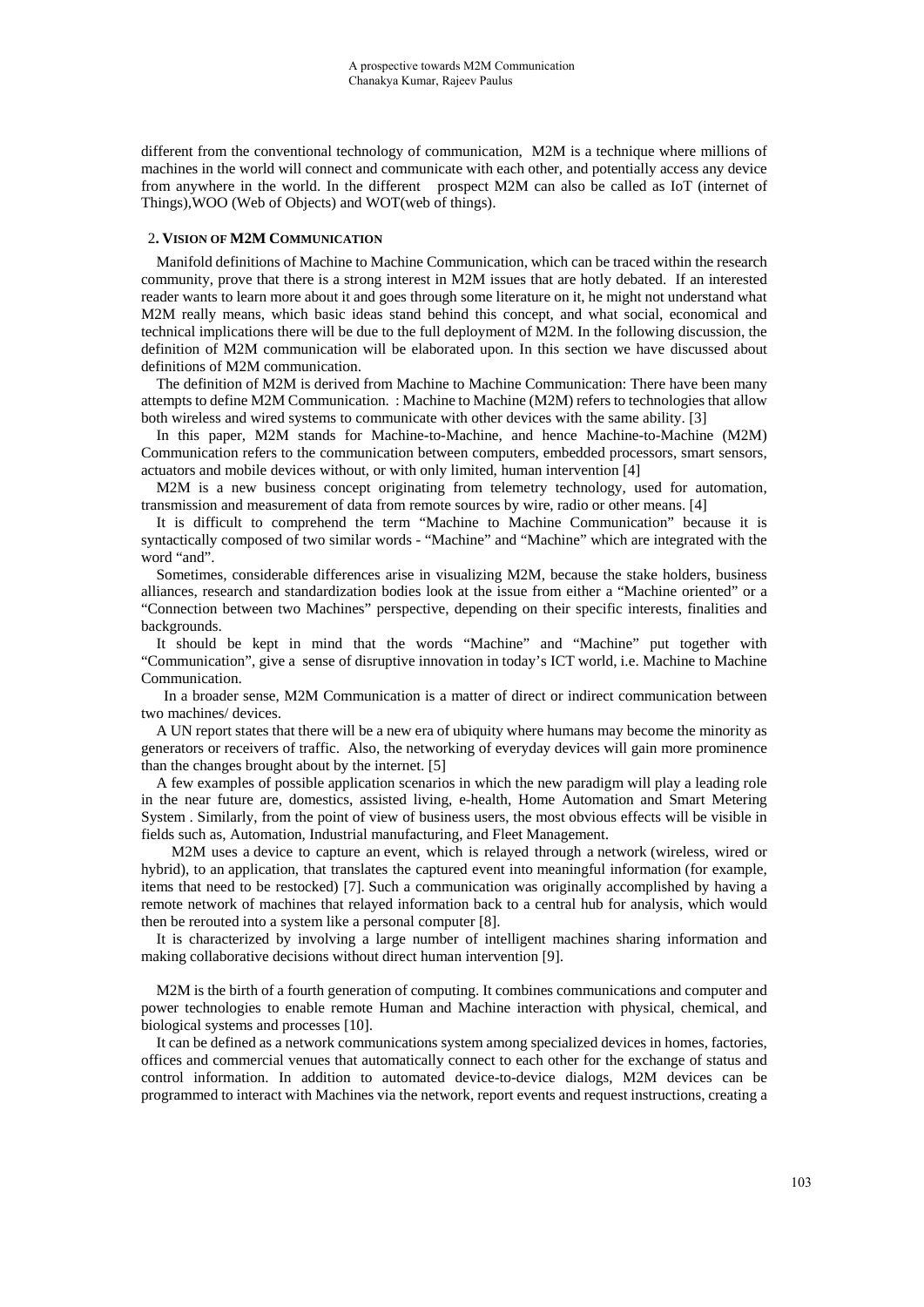different from the conventional technology of communication, M2M is a technique where millions of machines in the world will connect and communicate with each other, and potentially access any device from anywhere in the world. In the different prospect M2M can also be called as IoT (internet of Things),WOO (Web of Objects) and WOT(web of things).

## 2. VISION OF M2M COMMUNICATION

Manifold definitions of Machine to Machine Communication, which can be traced within the research community, prove that there is a strong interest in M2M issues that are hotly debated. If an interested reader wants to learn more about it and goes through some literature on it, he might not understand what M2M really means, which basic ideas stand behind this concept, and what social, economical and technical implications there will be due to the full deployment of M2M. In the following discussion, the definition of M2M communication will be elaborated upon. In this section we have discussed about definitions of M2M communication.

The definition of M2M is derived from Machine to Machine Communication: There have been many attempts to define M2M Communication. : Machine to Machine (M2M) refers to technologies that allow both wireless and wired systems to communicate with other devices with the same ability. [3]

In this paper, M2M stands for Machine-to-Machine, and hence Machine-to-Machine (M2M) Communication refers to the communication between computers, embedded processors, smart sensors, actuators and mobile devices without, or with only limited, human intervention [4]

M2M is a new business concept originating from telemetry technology, used for automation, transmission and measurement of data from remote sources by wire, radio or other means. [4]

It is difficult to comprehend the term "Machine to Machine Communication" because it is syntactically composed of two similar words - "Machine" and "Machine" which are integrated with the word "and".

Sometimes, considerable differences arise in visualizing M2M, because the stake holders, business alliances, research and standardization bodies look at the issue from either a "Machine oriented" or a "Connection between two Machines" perspective, depending on their specific interests, finalities and backgrounds.

It should be kept in mind that the words "Machine" and "Machine" put together with "Communication", give a sense of disruptive innovation in today's ICT world, i.e. Machine to Machine Communication.

In a broader sense, M2M Communication is a matter of direct or indirect communication between two machines/ devices.

A UN report states that there will be a new era of ubiquity where humans may become the minority as generators or receivers of traffic. Also, the networking of everyday devices will gain more prominence than the changes brought about by the internet. [5]

A few examples of possible application scenarios in which the new paradigm will play a leading role in the near future are, domestics, assisted living, e-health, Home Automation and Smart Metering System . Similarly, from the point of view of business users, the most obvious effects will be visible in fields such as, Automation, Industrial manufacturing, and Fleet Management.

M2M uses a device to capture an event, which is relayed through a network (wireless, wired or hybrid), to an application, that translates the captured event into meaningful information (for example, items that need to be restocked) [7]. Such a communication was originally accomplished by having a remote network of machines that relayed information back to a central hub for analysis, which would then be rerouted into a system like a personal computer [8].

It is characterized by involving a large number of intelligent machines sharing information and making collaborative decisions without direct human intervention [9].

M2M is the birth of a fourth generation of computing. It combines communications and computer and power technologies to enable remote Human and Machine interaction with physical, chemical, and biological systems and processes [10].

It can be defined as a network communications system among specialized devices in homes, factories, offices and commercial venues that automatically connect to each other for the exchange of status and control information. In addition to automated device-to-device dialogs, M2M devices can be programmed to interact with Machines via the network, report events and request instructions, creating a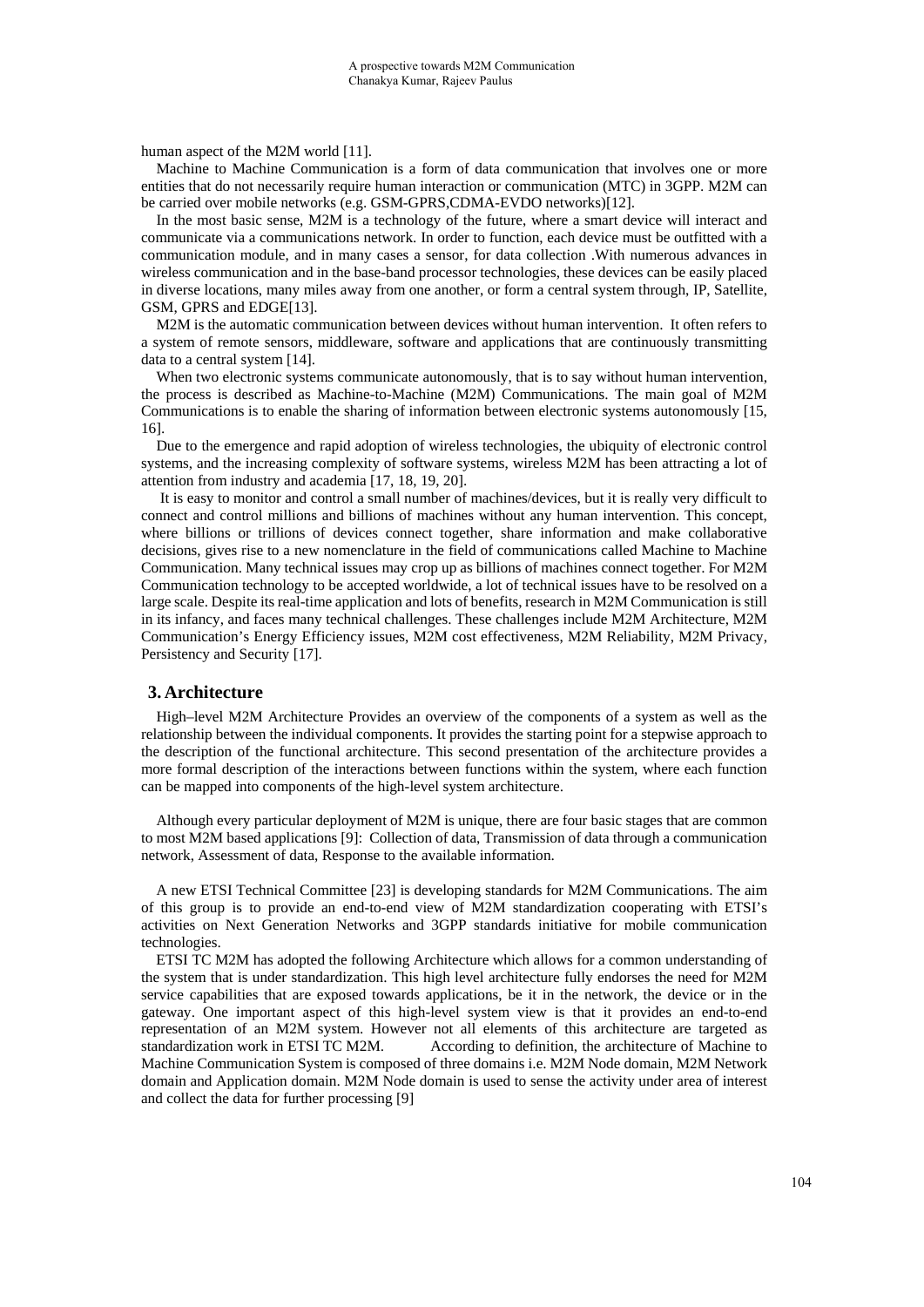human aspect of the M2M world [11].

Machine to Machine Communication is a form of data communication that involves one or more entities that do not necessarily require human interaction or communication (MTC) in 3GPP. M2M can be carried over mobile networks (e.g. GSM-GPRS,CDMA-EVDO networks)[12].

In the most basic sense, M2M is a technology of the future, where a smart device will interact and communicate via a communications network. In order to function, each device must be outfitted with a communication module, and in many cases a sensor, for data collection .With numerous advances in wireless communication and in the base-band processor technologies, these devices can be easily placed in diverse locations, many miles away from one another, or form a central system through, IP, Satellite, GSM, GPRS and EDGE[13].

M2M is the automatic communication between devices without human intervention. It often refers to a system of remote sensors, middleware, software and applications that are continuously transmitting data to a central system [14].

When two electronic systems communicate autonomously, that is to say without human intervention, the process is described as Machine-to-Machine (M2M) Communications. The main goal of M2M Communications is to enable the sharing of information between electronic systems autonomously [15, 16].

Due to the emergence and rapid adoption of wireless technologies, the ubiquity of electronic control systems, and the increasing complexity of software systems, wireless M2M has been attracting a lot of attention from industry and academia [17, 18, 19, 20].

It is easy to monitor and control a small number of machines/devices, but it is really very difficult to connect and control millions and billions of machines without any human intervention. This concept, where billions or trillions of devices connect together, share information and make collaborative decisions, gives rise to a new nomenclature in the field of communications called Machine to Machine Communication. Many technical issues may crop up as billions of machines connect together. For M2M Communication technology to be accepted worldwide, a lot of technical issues have to be resolved on a large scale. Despite its real-time application and lots of benefits, research in M2M Communication is still in its infancy, and faces many technical challenges. These challenges include M2M Architecture, M2M Communication's Energy Efficiency issues, M2M cost effectiveness, M2M Reliability, M2M Privacy, Persistency and Security [17].

## 3. Architecture

High–level M2M Architecture Provides an overview of the components of a system as well as the relationship between the individual components. It provides the starting point for a stepwise approach to the description of the functional architecture. This second presentation of the architecture provides a more formal description of the interactions between functions within the system, where each function can be mapped into components of the high-level system architecture.

Although every particular deployment of M2M is unique, there are four basic stages that are common to most M2M based applications [9]: Collection of data, Transmission of data through a communication network, Assessment of data, Response to the available information.

A new ETSI Technical Committee [23] is developing standards for M2M Communications. The aim of this group is to provide an end-to-end view of M2M standardization cooperating with ETSI's activities on Next Generation Networks and 3GPP standards initiative for mobile communication technologies.

ETSI TC M2M has adopted the following Architecture which allows for a common understanding of the system that is under standardization. This high level architecture fully endorses the need for M2M service capabilities that are exposed towards applications, be it in the network, the device or in the gateway. One important aspect of this high-level system view is that it provides an end-to-end representation of an M2M system. However not all elements of this architecture are targeted as standardization work in ETSI TC M2M. According to definition, the architecture of Machine to Machine Communication System is composed of three domains i.e. M2M Node domain, M2M Network domain and Application domain. M2M Node domain is used to sense the activity under area of interest and collect the data for further processing [9]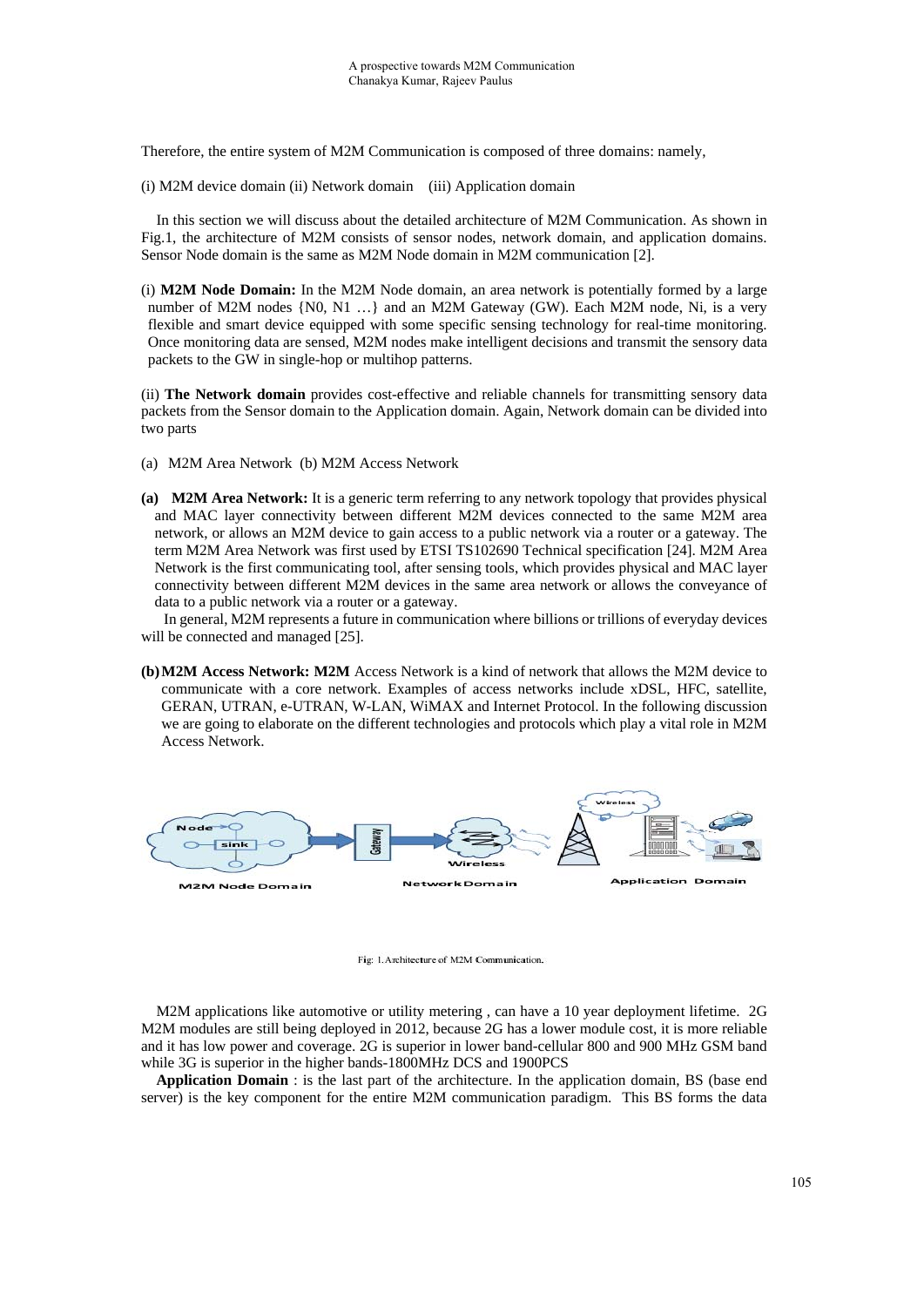Therefore, the entire system of M2M Communication is composed of three domains: namely,

(i) M2M device domain (ii) Network domain (iii) Application domain

In this section we will discuss about the detailed architecture of M2M Communication. As shown in Fig.1, the architecture of M2M consists of sensor nodes, network domain, and application domains. Sensor Node domain is the same as M2M Node domain in M2M communication [2].

(i) **M2M Node Domain:** In the M2M Node domain, an area network is potentially formed by a large number of M2M nodes {N0, N1 …} and an M2M Gateway (GW). Each M2M node, Ni, is a very flexible and smart device equipped with some specific sensing technology for real-time monitoring. Once monitoring data are sensed, M2M nodes make intelligent decisions and transmit the sensory data packets to the GW in single-hop or multihop patterns.

(ii) **The Network domain** provides cost-effective and reliable channels for transmitting sensory data packets from the Sensor domain to the Application domain. Again, Network domain can be divided into two parts

(a) M2M Area Network (b) M2M Access Network

**(a) M2M Area Network:** It is a generic term referring to any network topology that provides physical and MAC layer connectivity between different M2M devices connected to the same M2M area network, or allows an M2M device to gain access to a public network via a router or a gateway. The term M2M Area Network was first used by ETSI TS102690 Technical specification [24]. M2M Area Network is the first communicating tool, after sensing tools, which provides physical and MAC layer connectivity between different M2M devices in the same area network or allows the conveyance of data to a public network via a router or a gateway.

In general, M2M represents a future in communication where billions or trillions of everyday devices will be connected and managed [25].

**(b) M2M Access Network: M2M** Access Network is a kind of network that allows the M2M device to communicate with a core network. Examples of access networks include xDSL, HFC, satellite, GERAN, UTRAN, e-UTRAN, W-LAN, WiMAX and Internet Protocol. In the following discussion we are going to elaborate on the different technologies and protocols which play a vital role in M2M Access Network.

Fig: 1. Architecture of M2M Communication.

M2M applications like automotive or utility metering , can have a 10 year deployment lifetime. 2G M2M modules are still being deployed in 2012, because 2G has a lower module cost, it is more reliable and it has low power and coverage. 2G is superior in lower band-cellular 800 and 900 MHz GSM band while 3G is superior in the higher bands-1800MHz DCS and 1900PCS

**Application Domain** : is the last part of the architecture. In the application domain, BS (base end server) is the key component for the entire M2M communication paradigm. This BS forms the data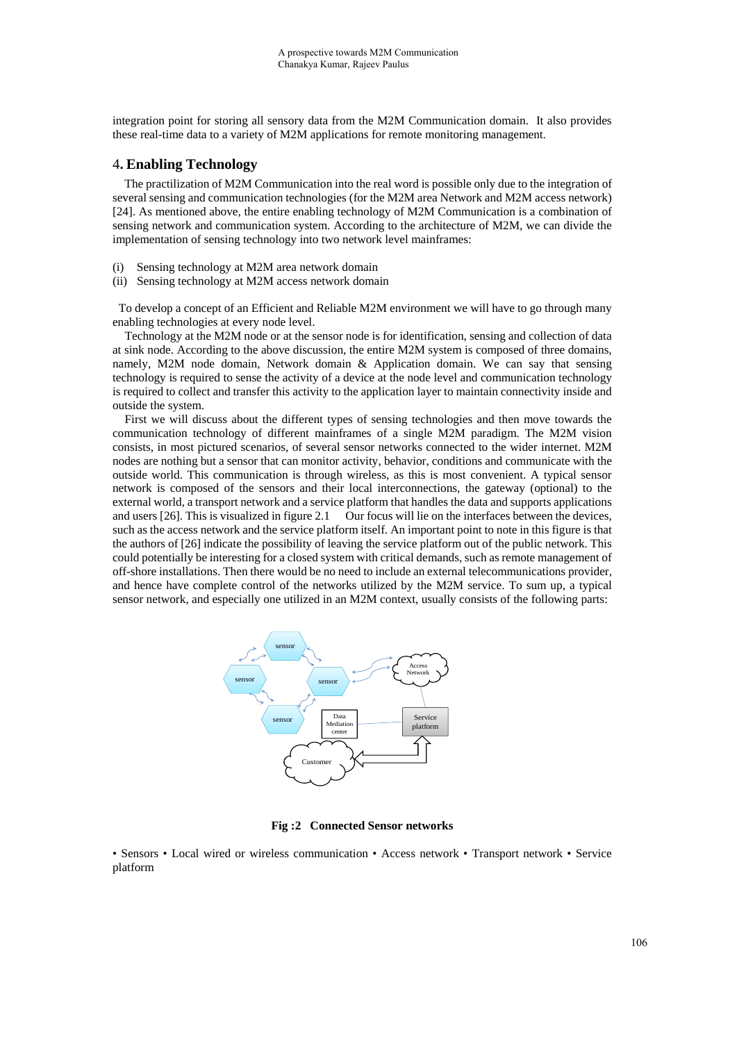integration point for storing all sensory data from the M2M Communication domain. It also provides these real-time data to a variety of M2M applications for remote monitoring management.

## 4. Enabling Technology

The practilization of M2M Communication into the real word is possible only due to the integration of several sensing and communication technologies (for the M2M area Network and M2M access network) [24]. As mentioned above, the entire enabling technology of M2M Communication is a combination of sensing network and communication system. According to the architecture of M2M, we can divide the implementation of sensing technology into two network level mainframes:

(i) Sensing technology at M2M area network domain
(ii) Sensing technology at M2M access network domain

To develop a concept of an Efficient and Reliable M2M environment we will have to go through many enabling technologies at every node level.

Technology at the M2M node or at the sensor node is for identification, sensing and collection of data at sink node. According to the above discussion, the entire M2M system is composed of three domains, namely, M2M node domain, Network domain & Application domain. We can say that sensing technology is required to sense the activity of a device at the node level and communication technology is required to collect and transfer this activity to the application layer to maintain connectivity inside and outside the system.

First we will discuss about the different types of sensing technologies and then move towards the communication technology of different mainframes of a single M2M paradigm. The M2M vision consists, in most pictured scenarios, of several sensor networks connected to the wider internet. M2M nodes are nothing but a sensor that can monitor activity, behavior, conditions and communicate with the outside world. This communication is through wireless, as this is most convenient. A typical sensor network is composed of the sensors and their local interconnections, the gateway (optional) to the external world, a transport network and a service platform that handles the data and supports applications and users [26]. This is visualized in figure 2.1 Our focus will lie on the interfaces between the devices, such as the access network and the service platform itself. An important point to note in this figure is that the authors of [26] indicate the possibility of leaving the service platform out of the public network. This could potentially be interesting for a closed system with critical demands, such as remote management of off-shore installations. Then there would be no need to include an external telecommunications provider, and hence have complete control of the networks utilized by the M2M service. To sum up, a typical sensor network, and especially one utilized in an M2M context, usually consists of the following parts:

**Fig :2 Connected Sensor networks**

• Sensors • Local wired or wireless communication • Access network • Transport network • Service platform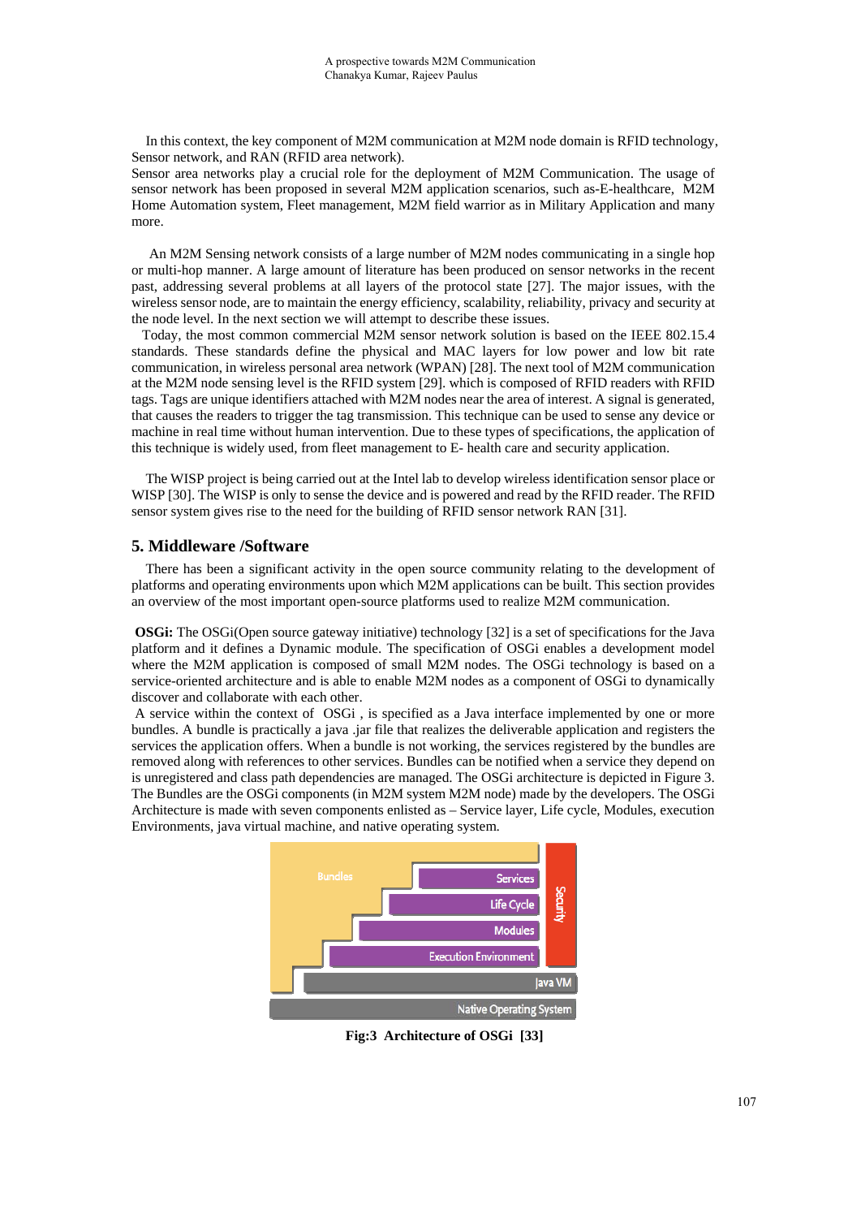In this context, the key component of M2M communication at M2M node domain is RFID technology, Sensor network, and RAN (RFID area network).
Sensor area networks play a crucial role for the deployment of M2M Communication. The usage of sensor network has been proposed in several M2M application scenarios, such as-E-healthcare, M2M Home Automation system, Fleet management, M2M field warrior as in Military Application and many more.

An M2M Sensing network consists of a large number of M2M nodes communicating in a single hop or multi-hop manner. A large amount of literature has been produced on sensor networks in the recent past, addressing several problems at all layers of the protocol state [27]. The major issues, with the wireless sensor node, are to maintain the energy efficiency, scalability, reliability, privacy and security at the node level. In the next section we will attempt to describe these issues.
Today, the most common commercial M2M sensor network solution is based on the IEEE 802.15.4 standards. These standards define the physical and MAC layers for low power and low bit rate communication, in wireless personal area network (WPAN) [28]. The next tool of M2M communication at the M2M node sensing level is the RFID system [29]. which is composed of RFID readers with RFID tags. Tags are unique identifiers attached with M2M nodes near the area of interest. A signal is generated, that causes the readers to trigger the tag transmission. This technique can be used to sense any device or machine in real time without human intervention. Due to these types of specifications, the application of this technique is widely used, from fleet management to E- health care and security application.

The WISP project is being carried out at the Intel lab to develop wireless identification sensor place or WISP [30]. The WISP is only to sense the device and is powered and read by the RFID reader. The RFID sensor system gives rise to the need for the building of RFID sensor network RAN [31].

## 5. Middleware /Software

There has been a significant activity in the open source community relating to the development of platforms and operating environments upon which M2M applications can be built. This section provides an overview of the most important open-source platforms used to realize M2M communication.

**OSGi:** The OSGi(Open source gateway initiative) technology [32] is a set of specifications for the Java platform and it defines a Dynamic module. The specification of OSGi enables a development model where the M2M application is composed of small M2M nodes. The OSGi technology is based on a service-oriented architecture and is able to enable M2M nodes as a component of OSGi to dynamically discover and collaborate with each other.
A service within the context of OSGi , is specified as a Java interface implemented by one or more bundles. A bundle is practically a java .jar file that realizes the deliverable application and registers the services the application offers. When a bundle is not working, the services registered by the bundles are removed along with references to other services. Bundles can be notified when a service they depend on is unregistered and class path dependencies are managed. The OSGi architecture is depicted in Figure 3. The Bundles are the OSGi components (in M2M system M2M node) made by the developers. The OSGi Architecture is made with seven components enlisted as – Service layer, Life cycle, Modules, execution Environments, java virtual machine, and native operating system.

**Fig:3 Architecture of OSGi [33]**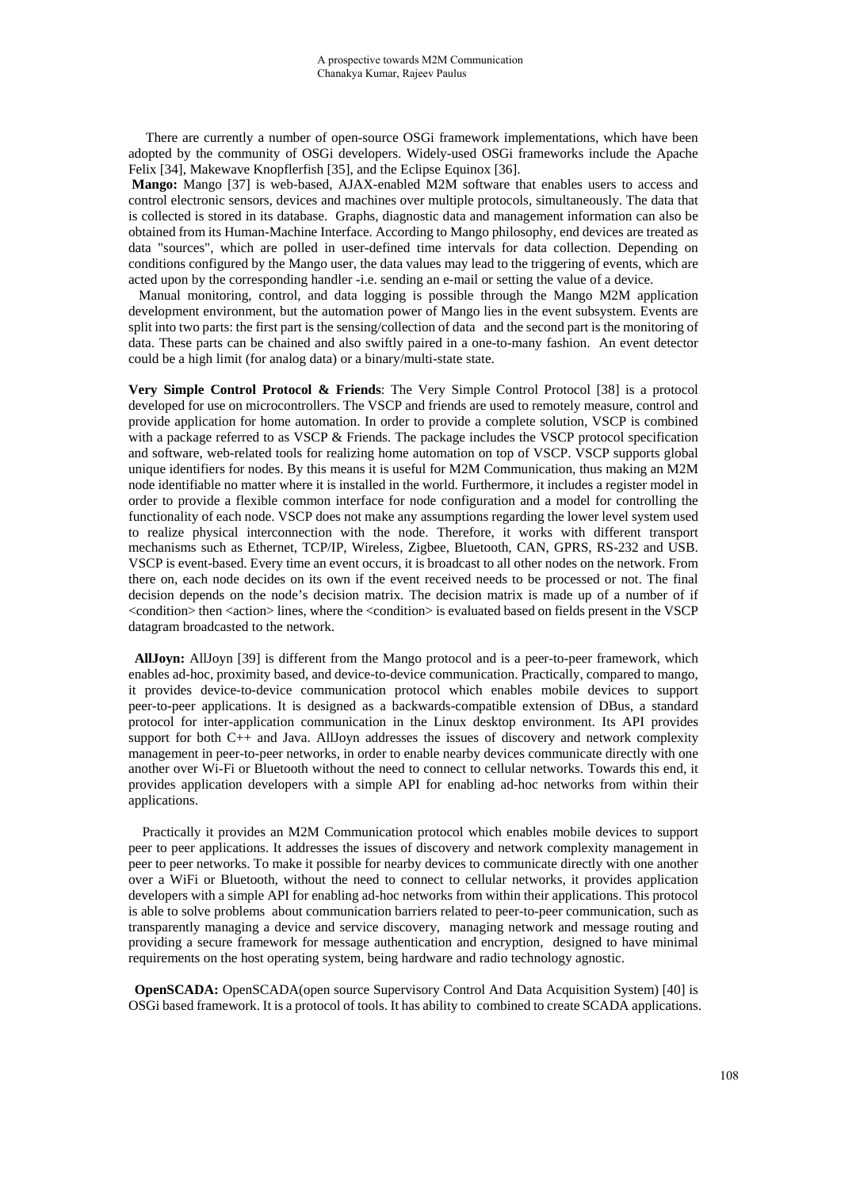There are currently a number of open-source OSGi framework implementations, which have been adopted by the community of OSGi developers. Widely-used OSGi frameworks include the Apache Felix [34], Makewave Knopflerfish [35], and the Eclipse Equinox [36].

**Mango:** Mango [37] is web-based, AJAX-enabled M2M software that enables users to access and control electronic sensors, devices and machines over multiple protocols, simultaneously. The data that is collected is stored in its database. Graphs, diagnostic data and management information can also be obtained from its Human-Machine Interface. According to Mango philosophy, end devices are treated as data "sources", which are polled in user-defined time intervals for data collection. Depending on conditions configured by the Mango user, the data values may lead to the triggering of events, which are acted upon by the corresponding handler -i.e. sending an e-mail or setting the value of a device.

Manual monitoring, control, and data logging is possible through the Mango M2M application development environment, but the automation power of Mango lies in the event subsystem. Events are split into two parts: the first part is the sensing/collection of data and the second part is the monitoring of data. These parts can be chained and also swiftly paired in a one-to-many fashion. An event detector could be a high limit (for analog data) or a binary/multi-state state.

**Very Simple Control Protocol & Friends**: The Very Simple Control Protocol [38] is a protocol developed for use on microcontrollers. The VSCP and friends are used to remotely measure, control and provide application for home automation. In order to provide a complete solution, VSCP is combined with a package referred to as VSCP & Friends. The package includes the VSCP protocol specification and software, web-related tools for realizing home automation on top of VSCP. VSCP supports global unique identifiers for nodes. By this means it is useful for M2M Communication, thus making an M2M node identifiable no matter where it is installed in the world. Furthermore, it includes a register model in order to provide a flexible common interface for node configuration and a model for controlling the functionality of each node. VSCP does not make any assumptions regarding the lower level system used to realize physical interconnection with the node. Therefore, it works with different transport mechanisms such as Ethernet, TCP/IP, Wireless, Zigbee, Bluetooth, CAN, GPRS, RS-232 and USB. VSCP is event-based. Every time an event occurs, it is broadcast to all other nodes on the network. From there on, each node decides on its own if the event received needs to be processed or not. The final decision depends on the node's decision matrix. The decision matrix is made up of a number of if <condition> then <action> lines, where the <condition> is evaluated based on fields present in the VSCP datagram broadcasted to the network.

**AllJoyn:** AllJoyn [39] is different from the Mango protocol and is a peer-to-peer framework, which enables ad-hoc, proximity based, and device-to-device communication. Practically, compared to mango, it provides device-to-device communication protocol which enables mobile devices to support peer-to-peer applications. It is designed as a backwards-compatible extension of DBus, a standard protocol for inter-application communication in the Linux desktop environment. Its API provides support for both C++ and Java. AllJoyn addresses the issues of discovery and network complexity management in peer-to-peer networks, in order to enable nearby devices communicate directly with one another over Wi-Fi or Bluetooth without the need to connect to cellular networks. Towards this end, it provides application developers with a simple API for enabling ad-hoc networks from within their applications.

Practically it provides an M2M Communication protocol which enables mobile devices to support peer to peer applications. It addresses the issues of discovery and network complexity management in peer to peer networks. To make it possible for nearby devices to communicate directly with one another over a WiFi or Bluetooth, without the need to connect to cellular networks, it provides application developers with a simple API for enabling ad-hoc networks from within their applications. This protocol is able to solve problems about communication barriers related to peer-to-peer communication, such as transparently managing a device and service discovery, managing network and message routing and providing a secure framework for message authentication and encryption, designed to have minimal requirements on the host operating system, being hardware and radio technology agnostic.

**OpenSCADA:** OpenSCADA(open source Supervisory Control And Data Acquisition System) [40] is OSGi based framework. It is a protocol of tools. It has ability to combined to create SCADA applications.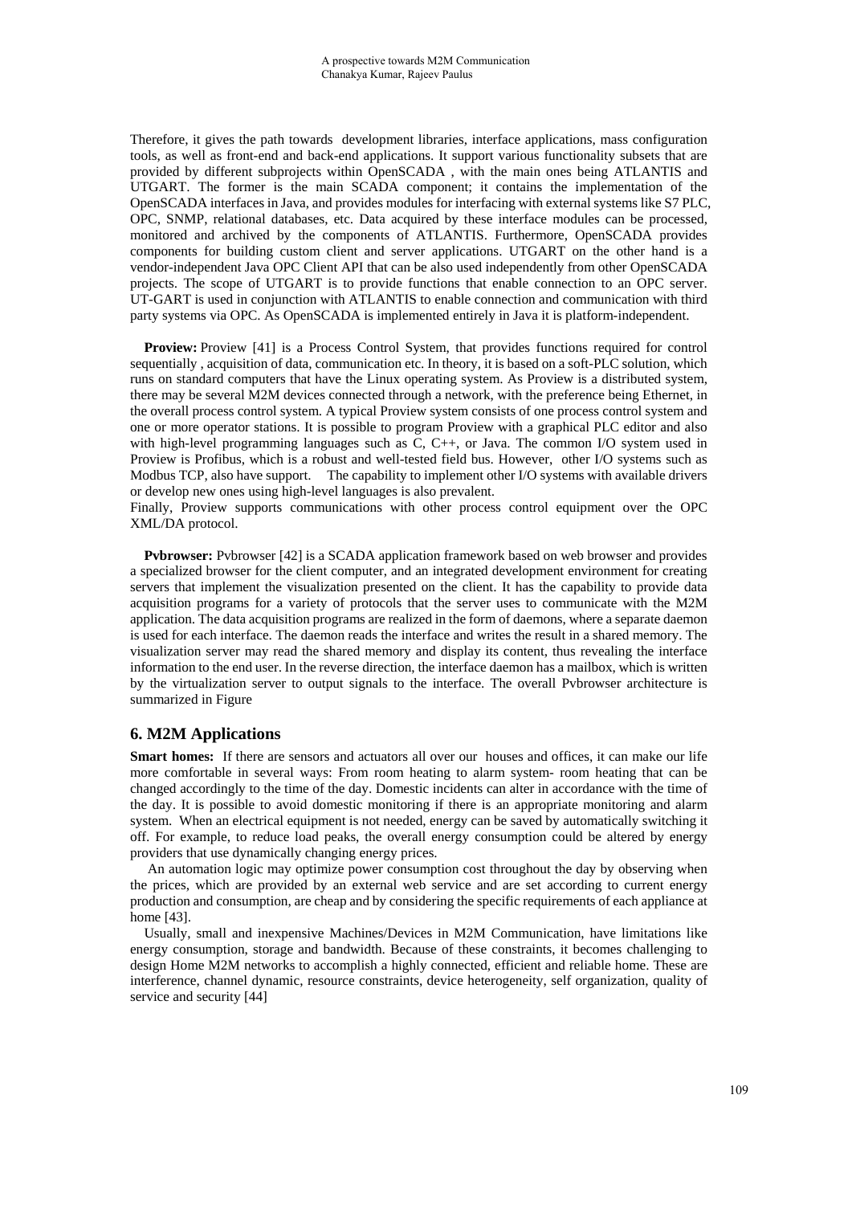Therefore, it gives the path towards development libraries, interface applications, mass configuration tools, as well as front-end and back-end applications. It support various functionality subsets that are provided by different subprojects within OpenSCADA , with the main ones being ATLANTIS and UTGART. The former is the main SCADA component; it contains the implementation of the OpenSCADA interfaces in Java, and provides modules for interfacing with external systems like S7 PLC, OPC, SNMP, relational databases, etc. Data acquired by these interface modules can be processed, monitored and archived by the components of ATLANTIS. Furthermore, OpenSCADA provides components for building custom client and server applications. UTGART on the other hand is a vendor-independent Java OPC Client API that can be also used independently from other OpenSCADA projects. The scope of UTGART is to provide functions that enable connection to an OPC server. UT-GART is used in conjunction with ATLANTIS to enable connection and communication with third party systems via OPC. As OpenSCADA is implemented entirely in Java it is platform-independent.

**Proview:** Proview [41] is a Process Control System, that provides functions required for control sequentially , acquisition of data, communication etc. In theory, it is based on a soft-PLC solution, which runs on standard computers that have the Linux operating system. As Proview is a distributed system, there may be several M2M devices connected through a network, with the preference being Ethernet, in the overall process control system. A typical Proview system consists of one process control system and one or more operator stations. It is possible to program Proview with a graphical PLC editor and also with high-level programming languages such as C, C++, or Java. The common I/O system used in Proview is Profibus, which is a robust and well-tested field bus. However, other I/O systems such as Modbus TCP, also have support. The capability to implement other I/O systems with available drivers or develop new ones using high-level languages is also prevalent.
Finally, Proview supports communications with other process control equipment over the OPC XML/DA protocol.

**Pvbrowser:** Pvbrowser [42] is a SCADA application framework based on web browser and provides a specialized browser for the client computer, and an integrated development environment for creating servers that implement the visualization presented on the client. It has the capability to provide data acquisition programs for a variety of protocols that the server uses to communicate with the M2M application. The data acquisition programs are realized in the form of daemons, where a separate daemon is used for each interface. The daemon reads the interface and writes the result in a shared memory. The visualization server may read the shared memory and display its content, thus revealing the interface information to the end user. In the reverse direction, the interface daemon has a mailbox, which is written by the virtualization server to output signals to the interface. The overall Pvbrowser architecture is summarized in Figure

## 6. M2M Applications

**Smart homes:** If there are sensors and actuators all over our houses and offices, it can make our life more comfortable in several ways: From room heating to alarm system- room heating that can be changed accordingly to the time of the day. Domestic incidents can alter in accordance with the time of the day. It is possible to avoid domestic monitoring if there is an appropriate monitoring and alarm system. When an electrical equipment is not needed, energy can be saved by automatically switching it off. For example, to reduce load peaks, the overall energy consumption could be altered by energy providers that use dynamically changing energy prices.

An automation logic may optimize power consumption cost throughout the day by observing when the prices, which are provided by an external web service and are set according to current energy production and consumption, are cheap and by considering the specific requirements of each appliance at home [43].

Usually, small and inexpensive Machines/Devices in M2M Communication, have limitations like energy consumption, storage and bandwidth. Because of these constraints, it becomes challenging to design Home M2M networks to accomplish a highly connected, efficient and reliable home. These are interference, channel dynamic, resource constraints, device heterogeneity, self organization, quality of service and security [44]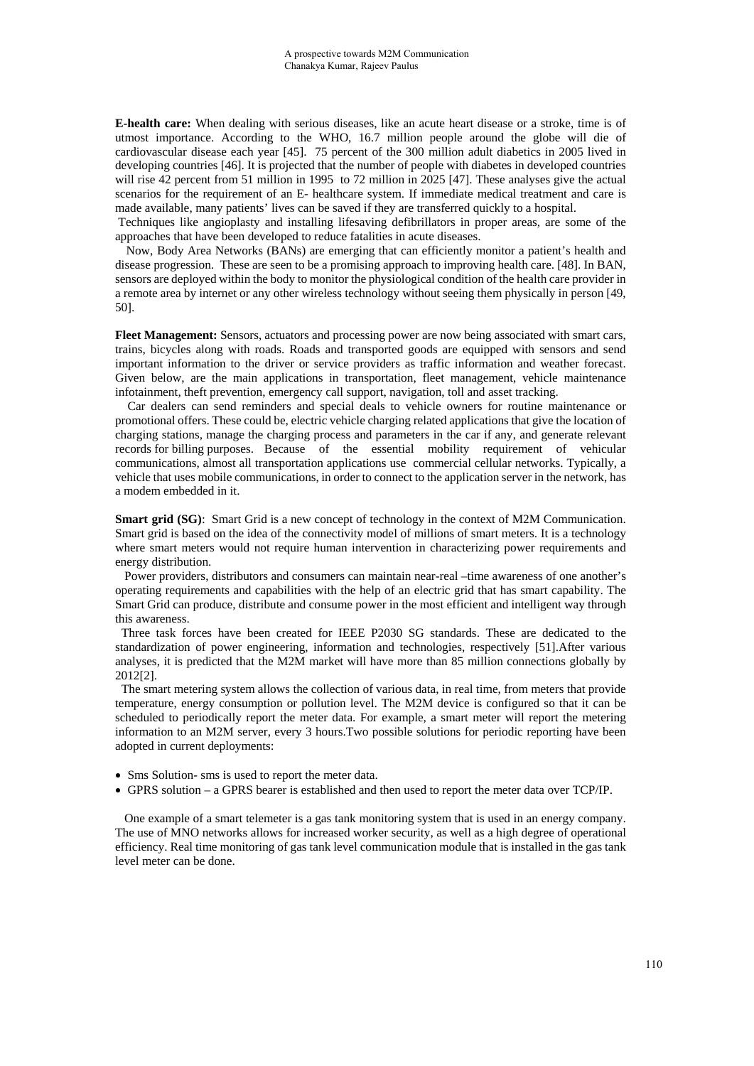**E-health care:** When dealing with serious diseases, like an acute heart disease or a stroke, time is of utmost importance. According to the WHO, 16.7 million people around the globe will die of cardiovascular disease each year [45]. 75 percent of the 300 million adult diabetics in 2005 lived in developing countries [46]. It is projected that the number of people with diabetes in developed countries will rise 42 percent from 51 million in 1995 to 72 million in 2025 [47]. These analyses give the actual scenarios for the requirement of an E- healthcare system. If immediate medical treatment and care is made available, many patients' lives can be saved if they are transferred quickly to a hospital.

Techniques like angioplasty and installing lifesaving defibrillators in proper areas, are some of the approaches that have been developed to reduce fatalities in acute diseases.

Now, Body Area Networks (BANs) are emerging that can efficiently monitor a patient's health and disease progression. These are seen to be a promising approach to improving health care. [48]. In BAN, sensors are deployed within the body to monitor the physiological condition of the health care provider in a remote area by internet or any other wireless technology without seeing them physically in person [49, 50].

**Fleet Management:** Sensors, actuators and processing power are now being associated with smart cars, trains, bicycles along with roads. Roads and transported goods are equipped with sensors and send important information to the driver or service providers as traffic information and weather forecast. Given below, are the main applications in transportation, fleet management, vehicle maintenance infotainment, theft prevention, emergency call support, navigation, toll and asset tracking.

Car dealers can send reminders and special deals to vehicle owners for routine maintenance or promotional offers. These could be, electric vehicle charging related applications that give the location of charging stations, manage the charging process and parameters in the car if any, and generate relevant records for billing purposes. Because of the essential mobility requirement of vehicular communications, almost all transportation applications use commercial cellular networks. Typically, a vehicle that uses mobile communications, in order to connect to the application server in the network, has a modem embedded in it.

**Smart grid (SG)**: Smart Grid is a new concept of technology in the context of M2M Communication. Smart grid is based on the idea of the connectivity model of millions of smart meters. It is a technology where smart meters would not require human intervention in characterizing power requirements and energy distribution.

Power providers, distributors and consumers can maintain near-real –time awareness of one another's operating requirements and capabilities with the help of an electric grid that has smart capability. The Smart Grid can produce, distribute and consume power in the most efficient and intelligent way through this awareness.

Three task forces have been created for IEEE P2030 SG standards. These are dedicated to the standardization of power engineering, information and technologies, respectively [51].After various analyses, it is predicted that the M2M market will have more than 85 million connections globally by 2012[2].

The smart metering system allows the collection of various data, in real time, from meters that provide temperature, energy consumption or pollution level. The M2M device is configured so that it can be scheduled to periodically report the meter data. For example, a smart meter will report the metering information to an M2M server, every 3 hours.Two possible solutions for periodic reporting have been adopted in current deployments:

- Sms Solution- sms is used to report the meter data.
- GPRS solution – a GPRS bearer is established and then used to report the meter data over TCP/IP.

One example of a smart telemeter is a gas tank monitoring system that is used in an energy company. The use of MNO networks allows for increased worker security, as well as a high degree of operational efficiency. Real time monitoring of gas tank level communication module that is installed in the gas tank level meter can be done.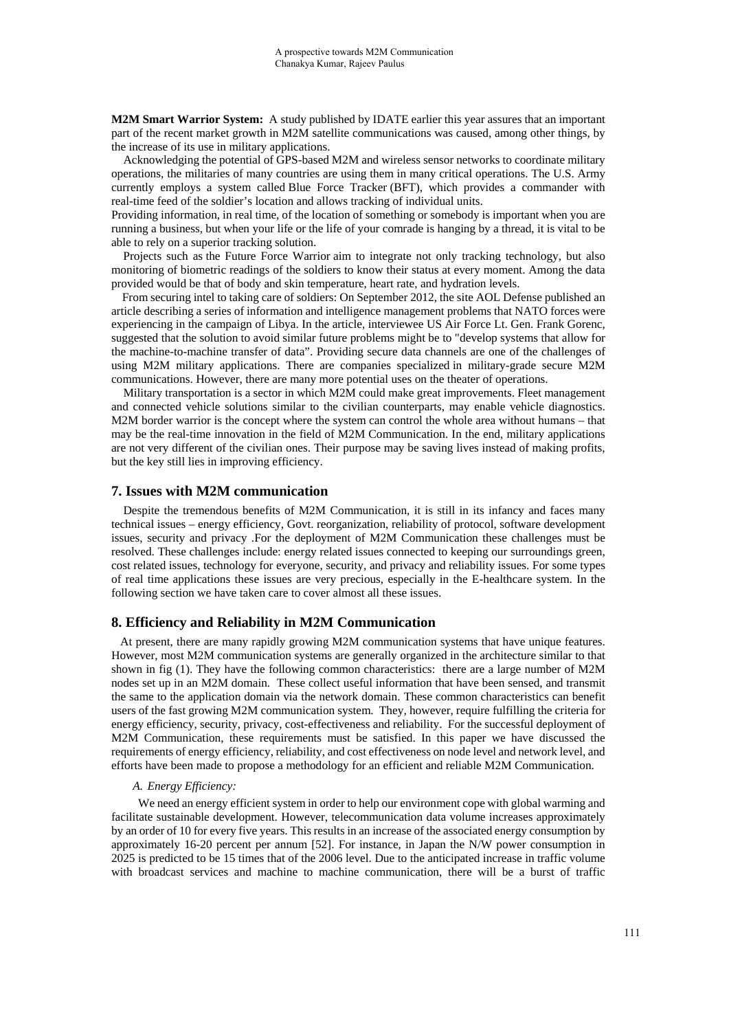**M2M Smart Warrior System:** A study published by IDATE earlier this year assures that an important part of the recent market growth in M2M satellite communications was caused, among other things, by the increase of its use in military applications.

Acknowledging the potential of GPS-based M2M and wireless sensor networks to coordinate military operations, the militaries of many countries are using them in many critical operations. The U.S. Army currently employs a system called Blue Force Tracker (BFT), which provides a commander with real-time feed of the soldier's location and allows tracking of individual units.

Providing information, in real time, of the location of something or somebody is important when you are running a business, but when your life or the life of your comrade is hanging by a thread, it is vital to be able to rely on a superior tracking solution.

Projects such as the Future Force Warrior aim to integrate not only tracking technology, but also monitoring of biometric readings of the soldiers to know their status at every moment. Among the data provided would be that of body and skin temperature, heart rate, and hydration levels.

From securing intel to taking care of soldiers: On September 2012, the site AOL Defense published an article describing a series of information and intelligence management problems that NATO forces were experiencing in the campaign of Libya. In the article, interviewee US Air Force Lt. Gen. Frank Gorenc, suggested that the solution to avoid similar future problems might be to "develop systems that allow for the machine-to-machine transfer of data". Providing secure data channels are one of the challenges of using M2M military applications. There are companies specialized in military-grade secure M2M communications. However, there are many more potential uses on the theater of operations.

Military transportation is a sector in which M2M could make great improvements. Fleet management and connected vehicle solutions similar to the civilian counterparts, may enable vehicle diagnostics. M2M border warrior is the concept where the system can control the whole area without humans – that may be the real-time innovation in the field of M2M Communication. In the end, military applications are not very different of the civilian ones. Their purpose may be saving lives instead of making profits, but the key still lies in improving efficiency.

## 7. Issues with M2M communication

Despite the tremendous benefits of M2M Communication, it is still in its infancy and faces many technical issues – energy efficiency, Govt. reorganization, reliability of protocol, software development issues, security and privacy .For the deployment of M2M Communication these challenges must be resolved. These challenges include: energy related issues connected to keeping our surroundings green, cost related issues, technology for everyone, security, and privacy and reliability issues. For some types of real time applications these issues are very precious, especially in the E-healthcare system. In the following section we have taken care to cover almost all these issues.

## 8. Efficiency and Reliability in M2M Communication

At present, there are many rapidly growing M2M communication systems that have unique features. However, most M2M communication systems are generally organized in the architecture similar to that shown in fig (1). They have the following common characteristics: there are a large number of M2M nodes set up in an M2M domain. These collect useful information that have been sensed, and transmit the same to the application domain via the network domain. These common characteristics can benefit users of the fast growing M2M communication system. They, however, require fulfilling the criteria for energy efficiency, security, privacy, cost-effectiveness and reliability. For the successful deployment of M2M Communication, these requirements must be satisfied. In this paper we have discussed the requirements of energy efficiency, reliability, and cost effectiveness on node level and network level, and efforts have been made to propose a methodology for an efficient and reliable M2M Communication.

### *A. Energy Efficiency:*

We need an energy efficient system in order to help our environment cope with global warming and facilitate sustainable development. However, telecommunication data volume increases approximately by an order of 10 for every five years. This results in an increase of the associated energy consumption by approximately 16-20 percent per annum [52]. For instance, in Japan the N/W power consumption in 2025 is predicted to be 15 times that of the 2006 level. Due to the anticipated increase in traffic volume with broadcast services and machine to machine communication, there will be a burst of traffic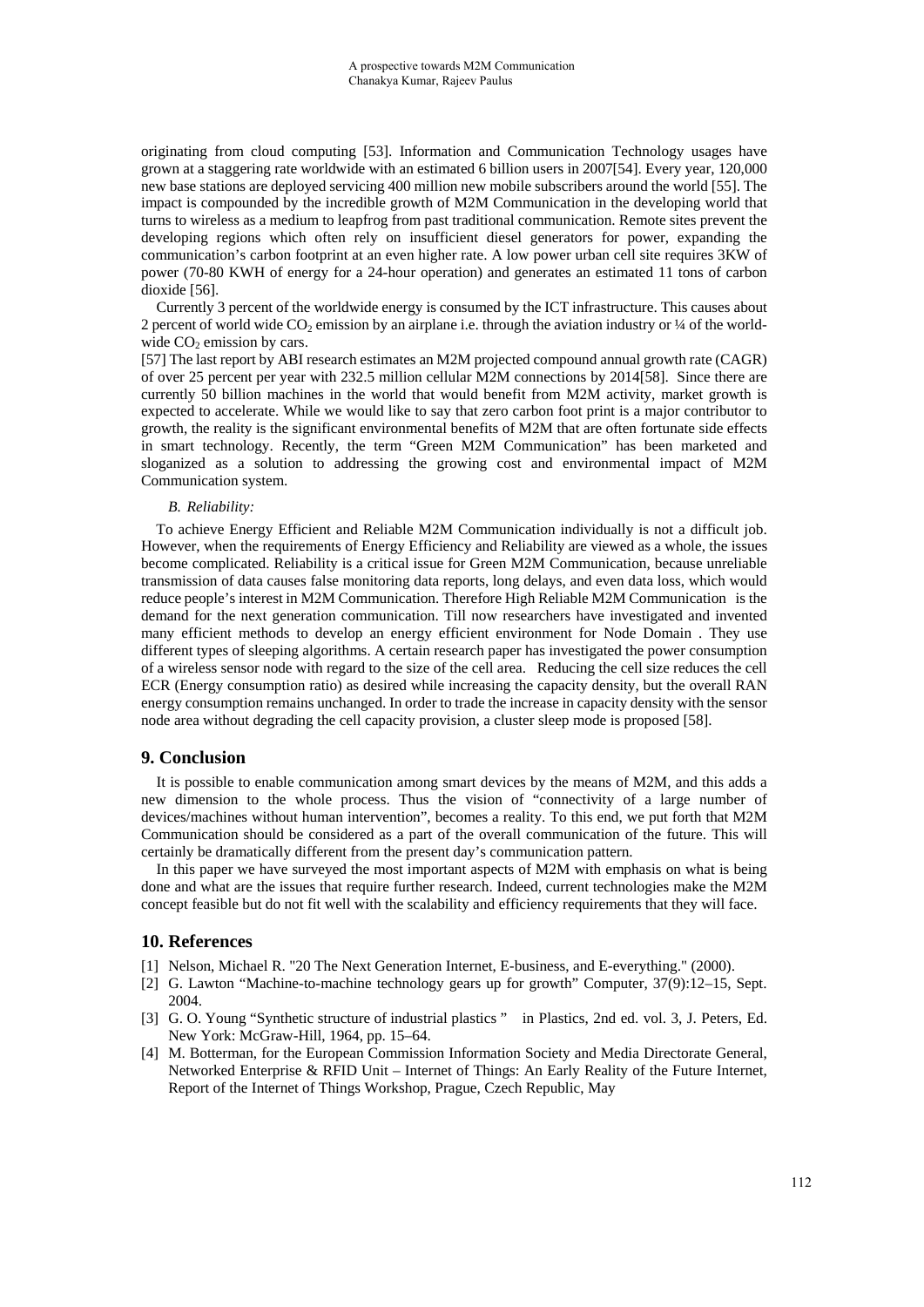originating from cloud computing [53]. Information and Communication Technology usages have grown at a staggering rate worldwide with an estimated 6 billion users in 2007[54]. Every year, 120,000 new base stations are deployed servicing 400 million new mobile subscribers around the world [55]. The impact is compounded by the incredible growth of M2M Communication in the developing world that turns to wireless as a medium to leapfrog from past traditional communication. Remote sites prevent the developing regions which often rely on insufficient diesel generators for power, expanding the communication's carbon footprint at an even higher rate. A low power urban cell site requires 3KW of power (70-80 KWH of energy for a 24-hour operation) and generates an estimated 11 tons of carbon dioxide [56].

Currently 3 percent of the worldwide energy is consumed by the ICT infrastructure. This causes about 2 percent of world wide $CO_2$ emission by an airplane i.e. through the aviation industry or ¼ of the world-wide $CO_2$ emission by cars.

[57] The last report by ABI research estimates an M2M projected compound annual growth rate (CAGR) of over 25 percent per year with 232.5 million cellular M2M connections by 2014[58]. Since there are currently 50 billion machines in the world that would benefit from M2M activity, market growth is expected to accelerate. While we would like to say that zero carbon foot print is a major contributor to growth, the reality is the significant environmental benefits of M2M that are often fortunate side effects in smart technology. Recently, the term "Green M2M Communication" has been marketed and sloganized as a solution to addressing the growing cost and environmental impact of M2M Communication system.

### *B. Reliability:*

To achieve Energy Efficient and Reliable M2M Communication individually is not a difficult job. However, when the requirements of Energy Efficiency and Reliability are viewed as a whole, the issues become complicated. Reliability is a critical issue for Green M2M Communication, because unreliable transmission of data causes false monitoring data reports, long delays, and even data loss, which would reduce people's interest in M2M Communication. Therefore High Reliable M2M Communication is the demand for the next generation communication. Till now researchers have investigated and invented many efficient methods to develop an energy efficient environment for Node Domain . They use different types of sleeping algorithms. A certain research paper has investigated the power consumption of a wireless sensor node with regard to the size of the cell area. Reducing the cell size reduces the cell ECR (Energy consumption ratio) as desired while increasing the capacity density, but the overall RAN energy consumption remains unchanged. In order to trade the increase in capacity density with the sensor node area without degrading the cell capacity provision, a cluster sleep mode is proposed [58].

## 9. Conclusion

It is possible to enable communication among smart devices by the means of M2M, and this adds a new dimension to the whole process. Thus the vision of "connectivity of a large number of devices/machines without human intervention", becomes a reality. To this end, we put forth that M2M Communication should be considered as a part of the overall communication of the future. This will certainly be dramatically different from the present day's communication pattern.

In this paper we have surveyed the most important aspects of M2M with emphasis on what is being done and what are the issues that require further research. Indeed, current technologies make the M2M concept feasible but do not fit well with the scalability and efficiency requirements that they will face.

## 10. References

[1] Nelson, Michael R. "20 The Next Generation Internet, E-business, and E-everything." (2000).

[2] G. Lawton "Machine-to-machine technology gears up for growth" Computer, 37(9):12–15, Sept. 2004.

[3] G. O. Young "Synthetic structure of industrial plastics " in Plastics, 2nd ed. vol. 3, J. Peters, Ed. New York: McGraw-Hill, 1964, pp. 15–64.

[4] M. Botterman, for the European Commission Information Society and Media Directorate General, Networked Enterprise & RFID Unit – Internet of Things: An Early Reality of the Future Internet, Report of the Internet of Things Workshop, Prague, Czech Republic, May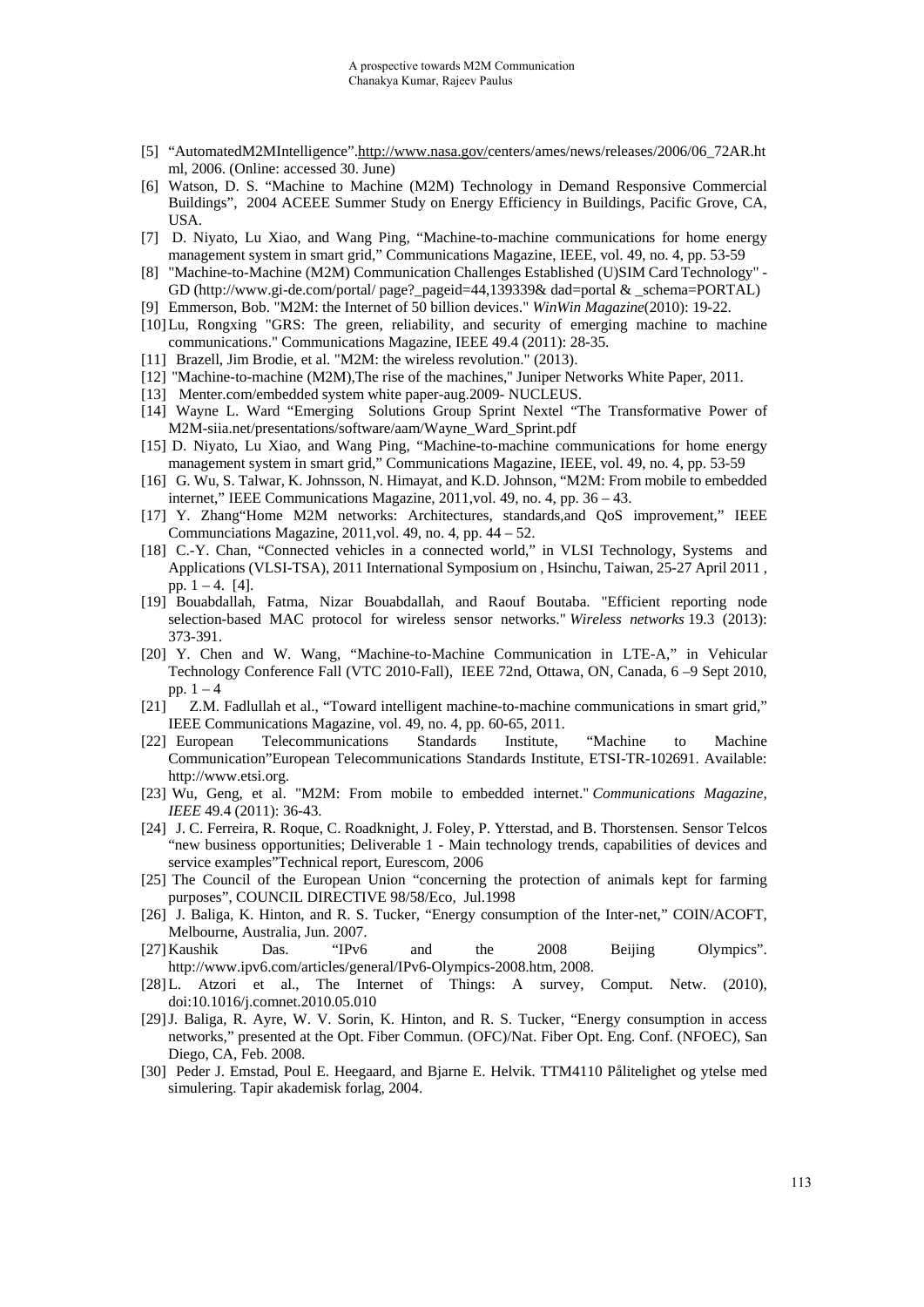[5] "AutomatedM2MIntelligence".http://www.nasa.gov/centers/ames/news/releases/2006/06_72AR.html, 2006. (Online: accessed 30. June)

[6] Watson, D. S. "Machine to Machine (M2M) Technology in Demand Responsive Commercial Buildings", 2004 ACEEE Summer Study on Energy Efficiency in Buildings, Pacific Grove, CA, USA.

[7] D. Niyato, Lu Xiao, and Wang Ping, "Machine-to-machine communications for home energy management system in smart grid," Communications Magazine, IEEE, vol. 49, no. 4, pp. 53-59

[8] "Machine-to-Machine (M2M) Communication Challenges Established (U)SIM Card Technology" - GD (http://www.gi-de.com/portal/ page?_pageid=44,139339& dad=portal & _schema=PORTAL)

[9] Emmerson, Bob. "M2M: the Internet of 50 billion devices." *WinWin Magazine*(2010): 19-22.

[10] Lu, Rongxing "GRS: The green, reliability, and security of emerging machine to machine communications." Communications Magazine, IEEE 49.4 (2011): 28-35.

[11] Brazell, Jim Brodie, et al. "M2M: the wireless revolution." (2013).

[12] "Machine-to-machine (M2M),The rise of the machines," Juniper Networks White Paper, 2011.

[13] Menter.com/embedded system white paper-aug.2009- NUCLEUS.

[14] Wayne L. Ward "Emerging Solutions Group Sprint Nextel "The Transformative Power of M2M-siia.net/presentations/software/aam/Wayne_Ward_Sprint.pdf

[15] D. Niyato, Lu Xiao, and Wang Ping, "Machine-to-machine communications for home energy management system in smart grid," Communications Magazine, IEEE, vol. 49, no. 4, pp. 53-59

[16] G. Wu, S. Talwar, K. Johnsson, N. Himayat, and K.D. Johnson, "M2M: From mobile to embedded internet," IEEE Communications Magazine, 2011,vol. 49, no. 4, pp. 36 – 43.

[17] Y. Zhang"Home M2M networks: Architectures, standards,and QoS improvement," IEEE Communciations Magazine, 2011,vol. 49, no. 4, pp. 44 – 52.

[18] C.-Y. Chan, "Connected vehicles in a connected world," in VLSI Technology, Systems and Applications (VLSI-TSA), 2011 International Symposium on , Hsinchu, Taiwan, 25-27 April 2011 , pp. 1 – 4. [4].

[19] Bouabdallah, Fatma, Nizar Bouabdallah, and Raouf Boutaba. "Efficient reporting node selection-based MAC protocol for wireless sensor networks." *Wireless networks* 19.3 (2013): 373-391.

[20] Y. Chen and W. Wang, "Machine-to-Machine Communication in LTE-A," in Vehicular Technology Conference Fall (VTC 2010-Fall), IEEE 72nd, Ottawa, ON, Canada, 6 –9 Sept 2010, pp. 1 – 4

[21] Z.M. Fadlullah et al., "Toward intelligent machine-to-machine communications in smart grid," IEEE Communications Magazine, vol. 49, no. 4, pp. 60-65, 2011.

[22] European Telecommunications Standards Institute, "Machine to Machine Communication"European Telecommunications Standards Institute, ETSI-TR-102691. Available: http://www.etsi.org.

[23] Wu, Geng, et al. "M2M: From mobile to embedded internet." *Communications Magazine, IEEE* 49.4 (2011): 36-43.

[24] J. C. Ferreira, R. Roque, C. Roadknight, J. Foley, P. Ytterstad, and B. Thorstensen. Sensor Telcos "new business opportunities; Deliverable 1 - Main technology trends, capabilities of devices and service examples"Technical report, Eurescom, 2006

[25] The Council of the European Union "concerning the protection of animals kept for farming purposes", COUNCIL DIRECTIVE 98/58/Eco, Jul.1998

[26] J. Baliga, K. Hinton, and R. S. Tucker, "Energy consumption of the Inter-net," COIN/ACOFT, Melbourne, Australia, Jun. 2007.

[27] Kaushik Das. "IPv6 and the 2008 Beijing Olympics". http://www.ipv6.com/articles/general/IPv6-Olympics-2008.htm, 2008.

[28] L. Atzori et al., The Internet of Things: A survey, Comput. Netw. (2010), doi:10.1016/j.comnet.2010.05.010

[29] J. Baliga, R. Ayre, W. V. Sorin, K. Hinton, and R. S. Tucker, "Energy consumption in access networks," presented at the Opt. Fiber Commun. (OFC)/Nat. Fiber Opt. Eng. Conf. (NFOEC), San Diego, CA, Feb. 2008.

[30] Peder J. Emstad, Poul E. Heegaard, and Bjarne E. Helvik. TTM4110 Pålitelighet og ytelse med simulering. Tapir akademisk forlag, 2004.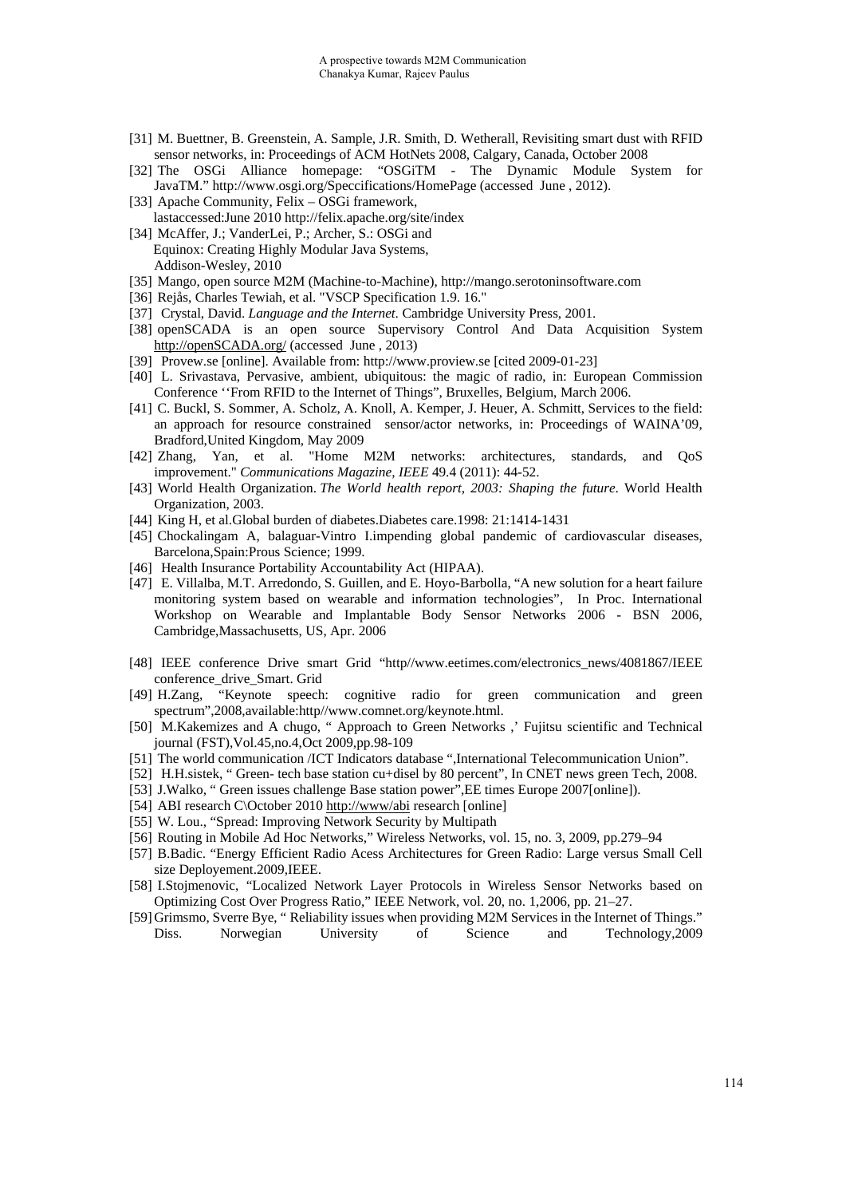[31] M. Buettner, B. Greenstein, A. Sample, J.R. Smith, D. Wetherall, Revisiting smart dust with RFID sensor networks, in: Proceedings of ACM HotNets 2008, Calgary, Canada, October 2008

[32] The OSGi Alliance homepage: "OSGiTM - The Dynamic Module System for JavaTM." http://www.osgi.org/Speccifications/HomePage (accessed June , 2012).

[33] Apache Community, Felix – OSGi framework, lastaccessed:June 2010 http://felix.apache.org/site/index

[34] McAffer, J.; VanderLei, P.; Archer, S.: OSGi and Equinox: Creating Highly Modular Java Systems, Addison-Wesley, 2010

[35] Mango, open source M2M (Machine-to-Machine), http://mango.serotoninsoftware.com

[36] Rejås, Charles Tewiah, et al. "VSCP Specification 1.9. 16."

[37] Crystal, David. *Language and the Internet*. Cambridge University Press, 2001.

[38] openSCADA is an open source Supervisory Control And Data Acquisition System http://openSCADA.org/ (accessed June , 2013)

[39] Provew.se [online]. Available from: http://www.proview.se [cited 2009-01-23]

[40] L. Srivastava, Pervasive, ambient, ubiquitous: the magic of radio, in: European Commission Conference ''From RFID to the Internet of Things", Bruxelles, Belgium, March 2006.

[41] C. Buckl, S. Sommer, A. Scholz, A. Knoll, A. Kemper, J. Heuer, A. Schmitt, Services to the field: an approach for resource constrained sensor/actor networks, in: Proceedings of WAINA'09, Bradford,United Kingdom, May 2009

[42] Zhang, Yan, et al. "Home M2M networks: architectures, standards, and QoS improvement." *Communications Magazine, IEEE* 49.4 (2011): 44-52.

[43] World Health Organization. *The World health report, 2003: Shaping the future*. World Health Organization, 2003.

[44] King H, et al.Global burden of diabetes.Diabetes care.1998: 21:1414-1431

[45] Chockalingam A, balaguar-Vintro I.impending global pandemic of cardiovascular diseases, Barcelona,Spain:Prous Science; 1999.

[46] Health Insurance Portability Accountability Act (HIPAA).

[47] E. Villalba, M.T. Arredondo, S. Guillen, and E. Hoyo-Barbolla, "A new solution for a heart failure monitoring system based on wearable and information technologies", In Proc. International Workshop on Wearable and Implantable Body Sensor Networks 2006 - BSN 2006, Cambridge,Massachusetts, US, Apr. 2006

[48] IEEE conference Drive smart Grid "http//www.eetimes.com/electronics_news/4081867/IEEE conference_drive_Smart. Grid

[49] H.Zang, "Keynote speech: cognitive radio for green communication and green spectrum",2008,available:http//www.comnet.org/keynote.html.

[50] M.Kakemizes and A chugo, " Approach to Green Networks ,' Fujitsu scientific and Technical journal (FST),Vol.45,no.4,Oct 2009,pp.98-109

[51] The world communication /ICT Indicators database ",International Telecommunication Union".

[52] H.H.sistek, " Green- tech base station cu+disel by 80 percent", In CNET news green Tech, 2008.

[53] J.Walko, " Green issues challenge Base station power",EE times Europe 2007[online]).

[54] ABI research C\October 2010 http://www/abi research [online]

[55] W. Lou., "Spread: Improving Network Security by Multipath

[56] Routing in Mobile Ad Hoc Networks," Wireless Networks, vol. 15, no. 3, 2009, pp.279–94

[57] B.Badic. "Energy Efficient Radio Acess Architectures for Green Radio: Large versus Small Cell size Deployement.2009,IEEE.

[58] I.Stojmenovic, "Localized Network Layer Protocols in Wireless Sensor Networks based on Optimizing Cost Over Progress Ratio," IEEE Network, vol. 20, no. 1,2006, pp. 21–27.

[59] Grimsmo, Sverre Bye, " Reliability issues when providing M2M Services in the Internet of Things." Diss. Norwegian University of Science and Technology,2009